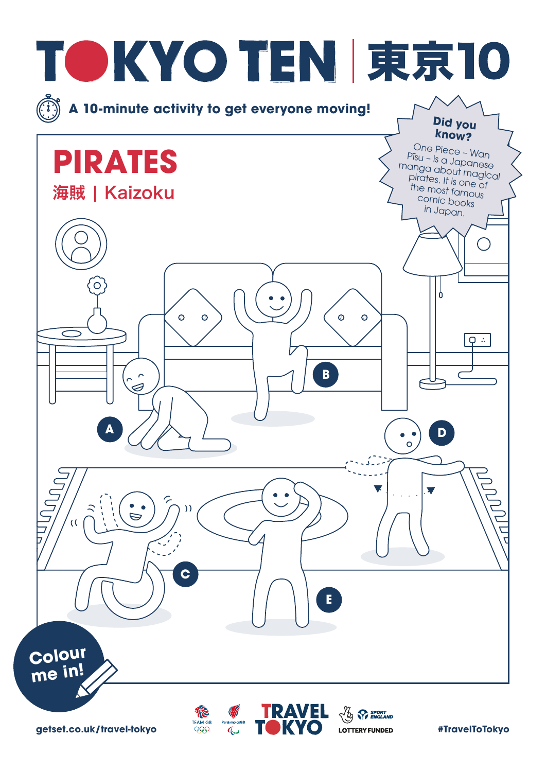# TOKYO TEN | 東京10

A 10-minute activity to get everyone moving!

**Did you know?**

One Piece – Wan Pīsu – is a Japanese manga about magical pirates. It is one of the most famous comic books in Japan.

## PIRATES

海賊 | Kaizoku

A

B

C

D

E

Colour me in!

getset.co.uk/travel-tokyo

TRAVEL TOKYO

LOTTERY FUNDED

#TravelToTokyo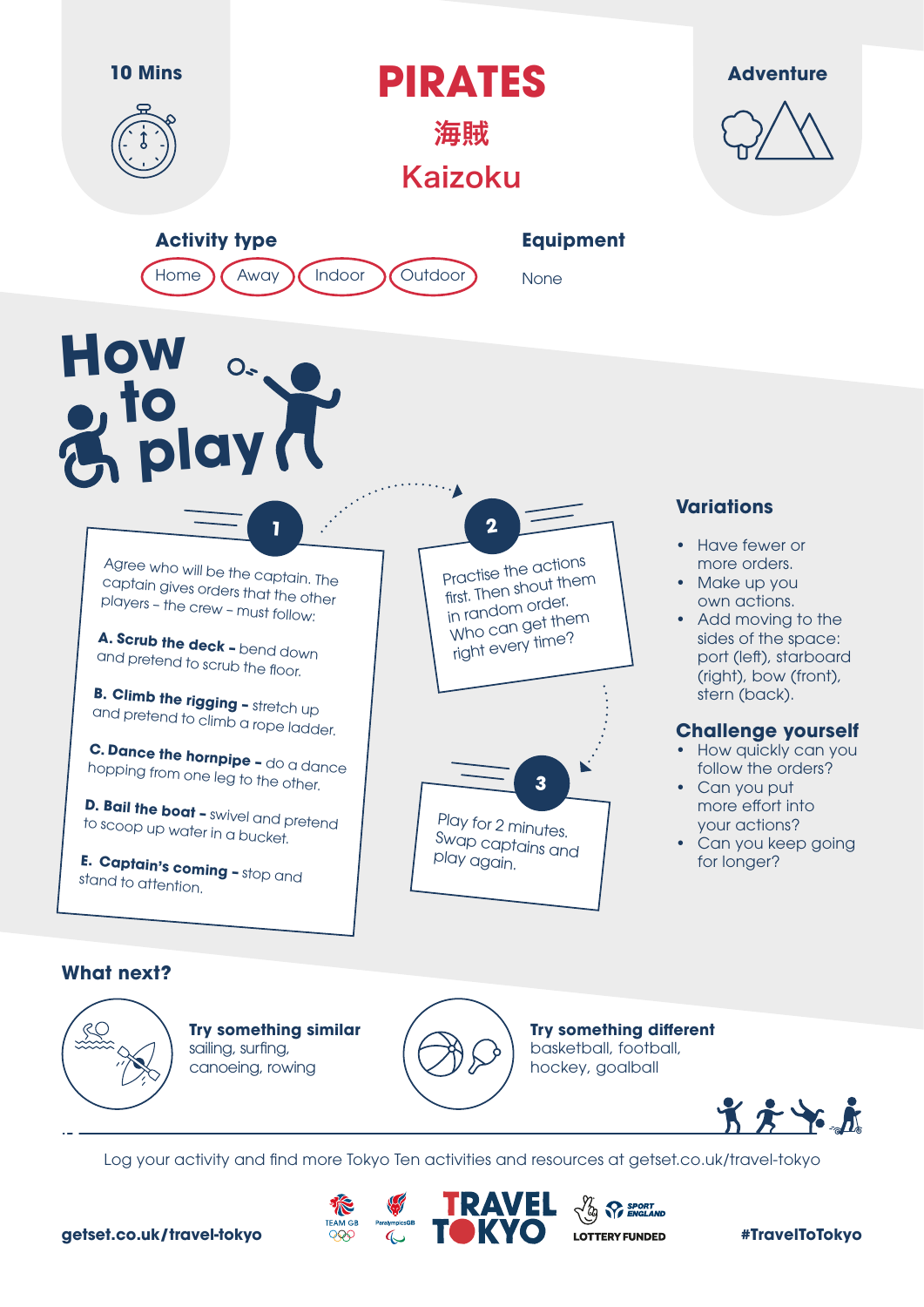10 Mins

# PIRATES

## 海賊

## Kaizoku

Adventure

**Activity type**

Home Away Indoor Outdoor

**Equipment**

None

# How to play

**1**

Agree who will be the captain. The captain gives orders that the other players – the crew – must follow:

**A. Scrub the deck** – bend down and pretend to scrub the floor.

**B. Climb the rigging** – stretch up and pretend to climb a rope ladder.

**C. Dance the hornpipe** – do a dance hopping from one leg to the other.

**D. Bail the boat** – swivel and pretend to scoop up water in a bucket.

**E. Captain's coming** – stop and stand to attention.

**2**

Practise the actions first. Then shout them in random order. Who can get them right every time?

**3**

Play for 2 minutes. Swap captains and play again.

## Variations

- Have fewer or more orders.
- Make up you own actions.
- Add moving to the sides of the space: port (left), starboard (right), bow (front), stern (back).

## Challenge yourself

- How quickly can you follow the orders?
- Can you put more effort into your actions?
- Can you keep going for longer?

## What next?

**Try something similar**
sailing, surfing, canoeing, rowing

**Try something different**
basketball, football, hockey, goalball

Log your activity and find more Tokyo Ten activities and resources at getset.co.uk/travel-tokyo

**getset.co.uk/travel-tokyo**

TEAM GB ParalympicsGB TRAVEL TOKYO SPORT ENGLAND LOTTERY FUNDED

**#TravelToTokyo**